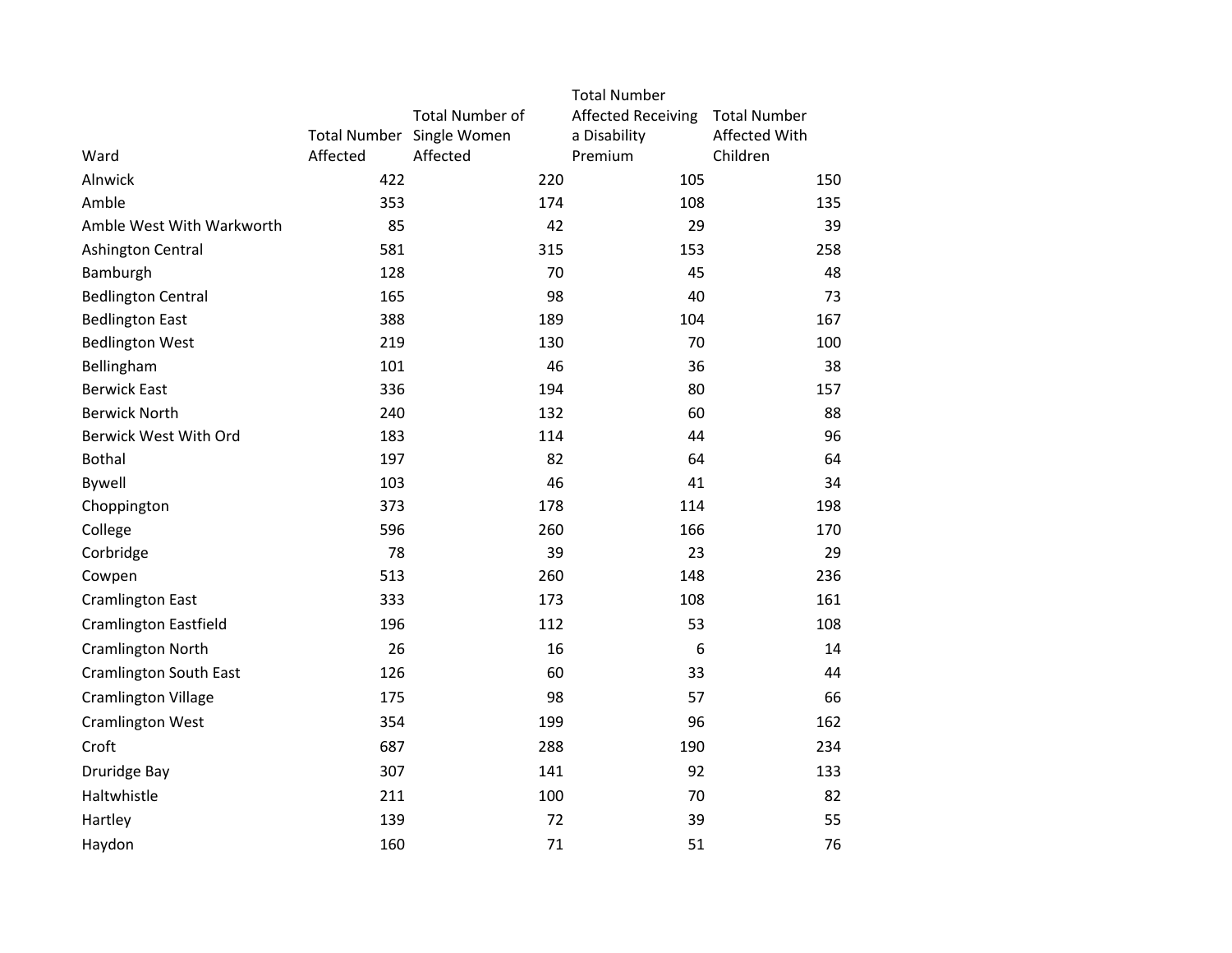| Ward | Total Number Affected | Total Number of Single Women Affected | Total Number Affected Receiving a Disability Premium | Total Number Affected With Children |
|---|---|---|---|---|
| Alnwick | 422 | 220 | 105 | 150 |
| Amble | 353 | 174 | 108 | 135 |
| Amble West With Warkworth | 85 | 42 | 29 | 39 |
| Ashington Central | 581 | 315 | 153 | 258 |
| Bamburgh | 128 | 70 | 45 | 48 |
| Bedlington Central | 165 | 98 | 40 | 73 |
| Bedlington East | 388 | 189 | 104 | 167 |
| Bedlington West | 219 | 130 | 70 | 100 |
| Bellingham | 101 | 46 | 36 | 38 |
| Berwick East | 336 | 194 | 80 | 157 |
| Berwick North | 240 | 132 | 60 | 88 |
| Berwick West With Ord | 183 | 114 | 44 | 96 |
| Bothal | 197 | 82 | 64 | 64 |
| Bywell | 103 | 46 | 41 | 34 |
| Choppington | 373 | 178 | 114 | 198 |
| College | 596 | 260 | 166 | 170 |
| Corbridge | 78 | 39 | 23 | 29 |
| Cowpen | 513 | 260 | 148 | 236 |
| Cramlington East | 333 | 173 | 108 | 161 |
| Cramlington Eastfield | 196 | 112 | 53 | 108 |
| Cramlington North | 26 | 16 | 6 | 14 |
| Cramlington South East | 126 | 60 | 33 | 44 |
| Cramlington Village | 175 | 98 | 57 | 66 |
| Cramlington West | 354 | 199 | 96 | 162 |
| Croft | 687 | 288 | 190 | 234 |
| Druridge Bay | 307 | 141 | 92 | 133 |
| Haltwhistle | 211 | 100 | 70 | 82 |
| Hartley | 139 | 72 | 39 | 55 |
| Haydon | 160 | 71 | 51 | 76 |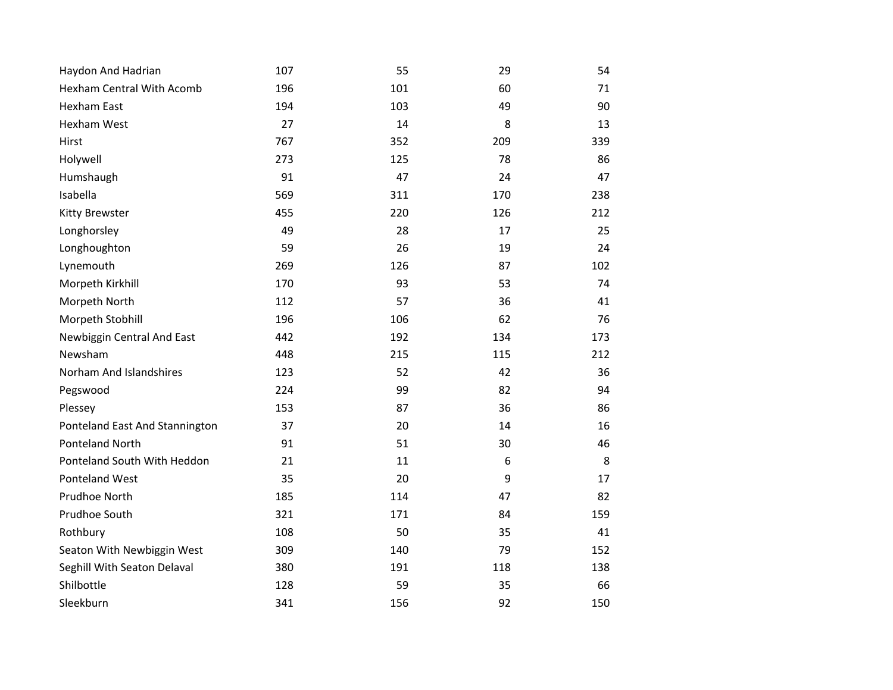| | | | | |
|---|---|---|---|---|
| Haydon And Hadrian | 107 | 55 | 29 | 54 |
| Hexham Central With Acomb | 196 | 101 | 60 | 71 |
| Hexham East | 194 | 103 | 49 | 90 |
| Hexham West | 27 | 14 | 8 | 13 |
| Hirst | 767 | 352 | 209 | 339 |
| Holywell | 273 | 125 | 78 | 86 |
| Humshaugh | 91 | 47 | 24 | 47 |
| Isabella | 569 | 311 | 170 | 238 |
| Kitty Brewster | 455 | 220 | 126 | 212 |
| Longhorsley | 49 | 28 | 17 | 25 |
| Longhoughton | 59 | 26 | 19 | 24 |
| Lynemouth | 269 | 126 | 87 | 102 |
| Morpeth Kirkhill | 170 | 93 | 53 | 74 |
| Morpeth North | 112 | 57 | 36 | 41 |
| Morpeth Stobhill | 196 | 106 | 62 | 76 |
| Newbiggin Central And East | 442 | 192 | 134 | 173 |
| Newsham | 448 | 215 | 115 | 212 |
| Norham And Islandshires | 123 | 52 | 42 | 36 |
| Pegswood | 224 | 99 | 82 | 94 |
| Plessey | 153 | 87 | 36 | 86 |
| Ponteland East And Stannington | 37 | 20 | 14 | 16 |
| Ponteland North | 91 | 51 | 30 | 46 |
| Ponteland South With Heddon | 21 | 11 | 6 | 8 |
| Ponteland West | 35 | 20 | 9 | 17 |
| Prudhoe North | 185 | 114 | 47 | 82 |
| Prudhoe South | 321 | 171 | 84 | 159 |
| Rothbury | 108 | 50 | 35 | 41 |
| Seaton With Newbiggin West | 309 | 140 | 79 | 152 |
| Seghill With Seaton Delaval | 380 | 191 | 118 | 138 |
| Shilbottle | 128 | 59 | 35 | 66 |
| Sleekburn | 341 | 156 | 92 | 150 |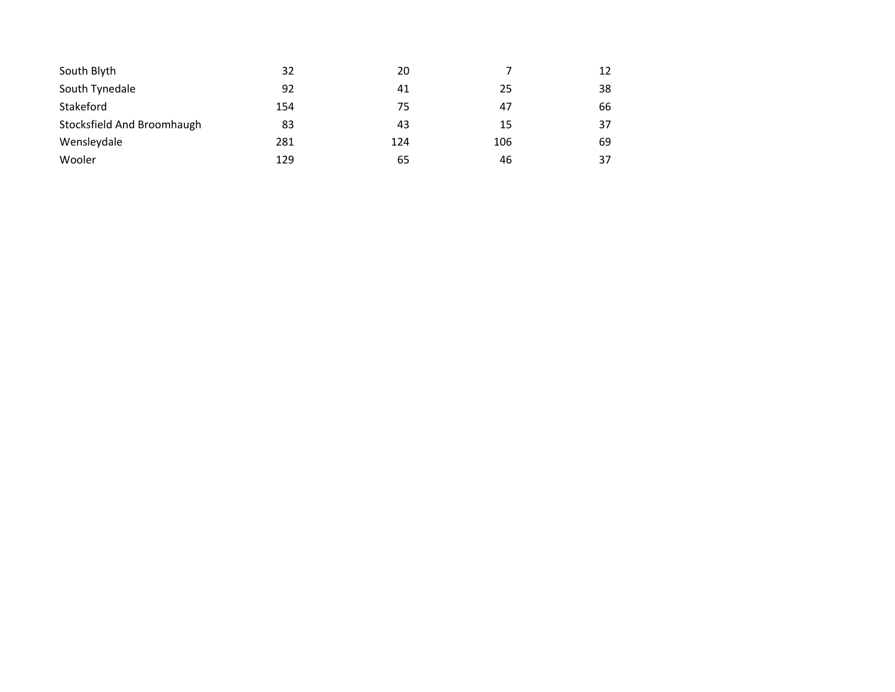| | | | | |
|---|---|---|---|---|
| South Blyth | 32 | 20 | 7 | 12 |
| South Tynedale | 92 | 41 | 25 | 38 |
| Stakeford | 154 | 75 | 47 | 66 |
| Stocksfield And Broomhaugh | 83 | 43 | 15 | 37 |
| Wensleydale | 281 | 124 | 106 | 69 |
| Wooler | 129 | 65 | 46 | 37 |